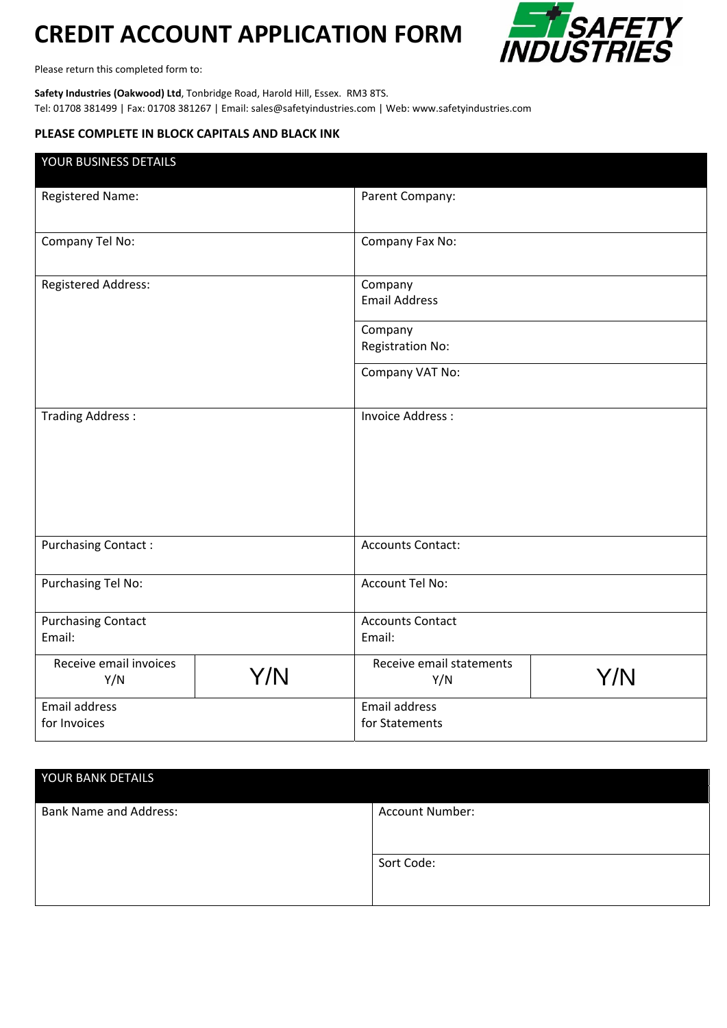# CREDIT ACCOUNT APPLICATION FORM

SAFETY INDUSTRIES

Please return this completed form to:

**Safety Industries (Oakwood) Ltd**, Tonbridge Road, Harold Hill, Essex. RM3 8TS.
Tel: 01708 381499 | Fax: 01708 381267 | Email: sales@safetyindustries.com | Web: www.safetyindustries.com

**PLEASE COMPLETE IN BLOCK CAPITALS AND BLACK INK**

| YOUR BUSINESS DETAILS | | | |
|---|---|---|---|
| Registered Name: | | Parent Company: | |
| Company Tel No: | | Company Fax No: | |
| Registered Address: | | Company Email Address | |
| | | Company Registration No: | |
| | | Company VAT No: | |
| Trading Address : | | Invoice Address : | |
| Purchasing Contact : | | Accounts Contact: | |
| Purchasing Tel No: | | Account Tel No: | |
| Purchasing Contact Email: | | Accounts Contact Email: | |
| Receive email invoices Y/N | Y/N | Receive email statements Y/N | Y/N |
| Email address for Invoices | | Email address for Statements | |

| YOUR BANK DETAILS | |
|---|---|
| Bank Name and Address: | Account Number: |
| | Sort Code: |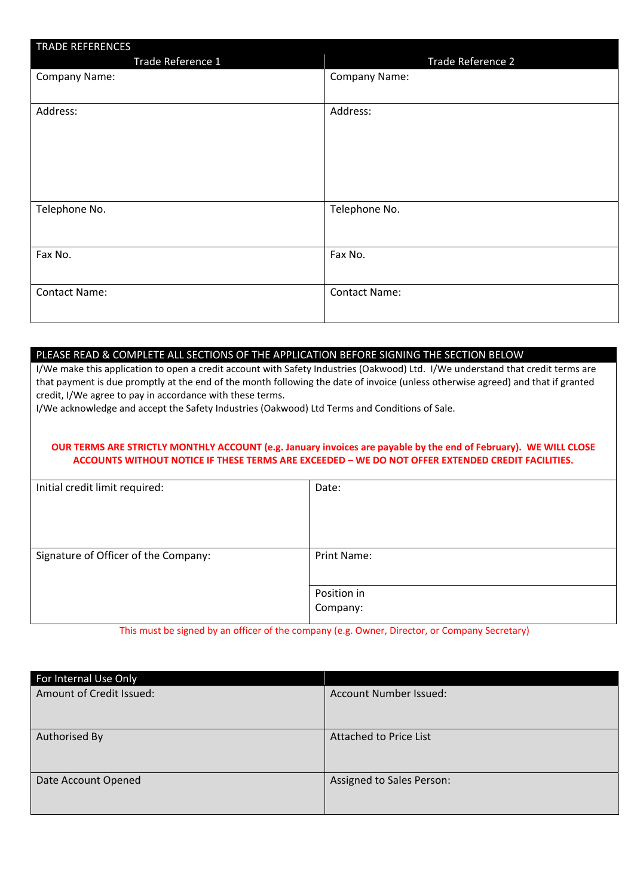## TRADE REFERENCES

| Trade Reference 1 | Trade Reference 2 |
|---|---|
| Company Name: | Company Name: |
| Address: | Address: |
| Telephone No. | Telephone No. |
| Fax No. | Fax No. |
| Contact Name: | Contact Name: |

## PLEASE READ & COMPLETE ALL SECTIONS OF THE APPLICATION BEFORE SIGNING THE SECTION BELOW

I/We make this application to open a credit account with Safety Industries (Oakwood) Ltd. I/We understand that credit terms are that payment is due promptly at the end of the month following the date of invoice (unless otherwise agreed) and that if granted credit, I/We agree to pay in accordance with these terms.
I/We acknowledge and accept the Safety Industries (Oakwood) Ltd Terms and Conditions of Sale.

**OUR TERMS ARE STRICTLY MONTHLY ACCOUNT (e.g. January invoices are payable by the end of February). WE WILL CLOSE ACCOUNTS WITHOUT NOTICE IF THESE TERMS ARE EXCEEDED – WE DO NOT OFFER EXTENDED CREDIT FACILITIES.**

| | |
|---|---|
| Initial credit limit required: | Date: |
| Signature of Officer of the Company: | Print Name: |
| | Position in Company: |

This must be signed by an officer of the company (e.g. Owner, Director, or Company Secretary)

## For Internal Use Only

| | |
|---|---|
| Amount of Credit Issued: | Account Number Issued: |
| Authorised By | Attached to Price List |
| Date Account Opened | Assigned to Sales Person: |